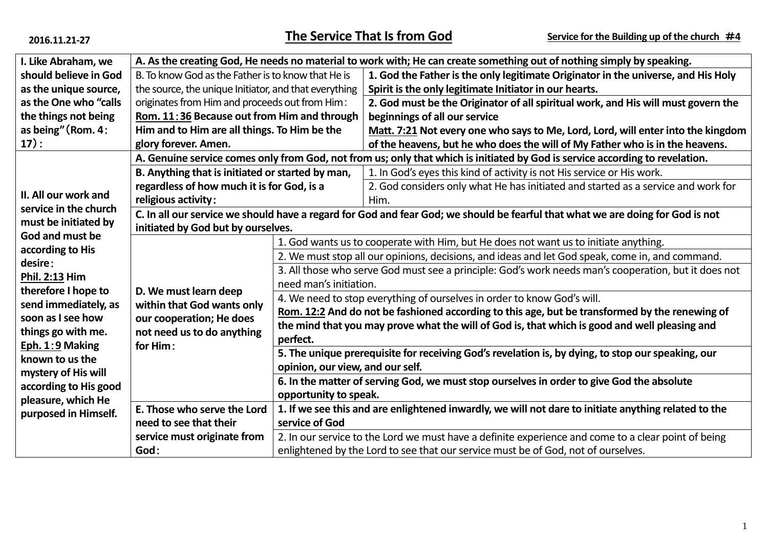2016.11.21-27

# The Service That Is from God

**Service for the Building up of the church #4**

| | | | |
|---|---|---|---|
| **I. Like Abraham, we should believe in God as the unique source, as the One who "calls the things not being as being"(Rom. 4:17):** | **A. As the creating God, He needs no material to work with; He can create something out of nothing simply by speaking.** | | |
| | B. To know God as the Father is to know that He is the source, the unique Initiator, and that everything originates from Him and proceeds out from Him: **Rom. 11:36 Because out from Him and through Him and to Him are all things. To Him be the glory forever. Amen.** | | **1. God the Father is the only legitimate Originator in the universe, and His Holy Spirit is the only legitimate Initiator in our hearts.** |
| | | | **2. God must be the Originator of all spiritual work, and His will must govern the beginnings of all our service** **Matt. 7:21 Not every one who says to Me, Lord, Lord, will enter into the kingdom of the heavens, but he who does the will of My Father who is in the heavens.** |
| **II. All our work and service in the church must be initiated by God and must be according to His desire: Phil. 2:13 Him therefore I hope to send immediately, as soon as I see how things go with me. Eph. 1:9 Making known to us the mystery of His will according to His good pleasure, which He purposed in Himself.** | **A. Genuine service comes only from God, not from us; only that which is initiated by God is service according to revelation.** | | |
| | **B. Anything that is initiated or started by man, regardless of how much it is for God, is a religious activity:** | | 1. In God's eyes this kind of activity is not His service or His work. |
| | | | 2. God considers only what He has initiated and started as a service and work for Him. |
| | **C. In all our service we should have a regard for God and fear God; we should be fearful that what we are doing for God is not initiated by God but by ourselves.** | | |
| | **D. We must learn deep within that God wants only our cooperation; He does not need us to do anything for Him:** | 1. God wants us to cooperate with Him, but He does not want us to initiate anything. | |
| | | 2. We must stop all our opinions, decisions, and ideas and let God speak, come in, and command. | |
| | | 3. All those who serve God must see a principle: God's work needs man's cooperation, but it does not need man's initiation. | |
| | | 4. We need to stop everything of ourselves in order to know God's will. **Rom. 12:2 And do not be fashioned according to this age, but be transformed by the renewing of the mind that you may prove what the will of God is, that which is good and well pleasing and perfect.** | |
| | | **5. The unique prerequisite for receiving God's revelation is, by dying, to stop our speaking, our opinion, our view, and our self.** | |
| | | **6. In the matter of serving God, we must stop ourselves in order to give God the absolute opportunity to speak.** | |
| | **E. Those who serve the Lord need to see that their service must originate from God:** | **1. If we see this and are enlightened inwardly, we will not dare to initiate anything related to the service of God** | |
| | | 2. In our service to the Lord we must have a definite experience and come to a clear point of being enlightened by the Lord to see that our service must be of God, not of ourselves. | |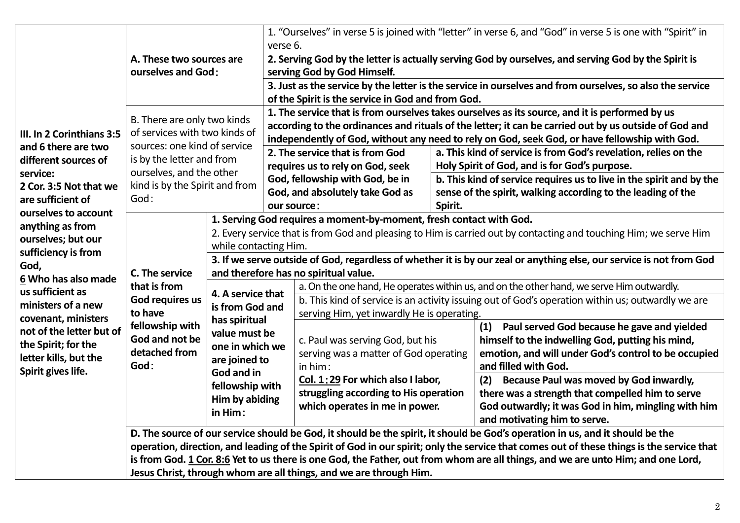| III. In 2 Corinthians 3:5 and 6 there are two different sources of service: | | | | |
|---|---|---|---|---|
| **2 Cor. 3:5 Not that we are sufficient of ourselves to account anything as from ourselves; but our sufficiency is from God, 6 Who has also made us sufficient as ministers of a new covenant, ministers not of the letter but of the Spirit; for the letter kills, but the Spirit gives life.** | | | | |

**III. In 2 Corinthians 3:5 and 6 there are two different sources of service:**
**2 Cor. 3:5 Not that we are sufficient of ourselves to account anything as from ourselves; but our sufficiency is from God,**
**6 Who has also made us sufficient as ministers of a new covenant, ministers not of the letter but of the Spirit; for the letter kills, but the Spirit gives life.**

**A. These two sources are ourselves and God:**

1. "Ourselves" in verse 5 is joined with "letter" in verse 6, and "God" in verse 5 is one with "Spirit" in verse 6.
2. **Serving God by the letter is actually serving God by ourselves, and serving God by the Spirit is serving God by God Himself.**
3. **Just as the service by the letter is the service in ourselves and from ourselves, so also the service of the Spirit is the service in God and from God.**

B. There are only two kinds of services with two kinds of sources: one kind of service is by the letter and from ourselves, and the other kind is by the Spirit and from God:

1. **The service that is from ourselves takes ourselves as its source, and it is performed by us according to the ordinances and rituals of the letter; it can be carried out by us outside of God and independently of God, without any need to rely on God, seek God, or have fellowship with God.**
2. **The service that is from God requires us to rely on God, seek God, fellowship with God, be in God, and absolutely take God as our source:**
   a. **This kind of service is from God's revelation, relies on the Holy Spirit of God, and is for God's purpose.**
   b. **This kind of service requires us to live in the spirit and by the sense of the spirit, walking according to the leading of the Spirit.**

**C. The service that is from God requires us to have fellowship with God and not be detached from God:**

1. **Serving God requires a moment-by-moment, fresh contact with God.**
2. Every service that is from God and pleasing to Him is carried out by contacting and touching Him; we serve Him while contacting Him.
3. **If we serve outside of God, regardless of whether it is by our zeal or anything else, our service is not from God and therefore has no spiritual value.**
4. **A service that is from God and has spiritual value must be one in which we are joined to God and in fellowship with Him by abiding in Him:**
   a. On the one hand, He operates within us, and on the other hand, we serve Him outwardly.
   b. This kind of service is an activity issuing out of God's operation within us; outwardly we are serving Him, yet inwardly He is operating.
   c. Paul was serving God, but his serving was a matter of God operating in him:
   **Col. 1:29 For which also I labor, struggling according to His operation which operates in me in power.**
      (1) **Paul served God because he gave and yielded himself to the indwelling God, putting his mind, emotion, and will under God's control to be occupied and filled with God.**
      (2) **Because Paul was moved by God inwardly, there was a strength that compelled him to serve God outwardly; it was God in him, mingling with him and motivating him to serve.**

**D. The source of our service should be God, it should be the spirit, it should be God's operation in us, and it should be the operation, direction, and leading of the Spirit of God in our spirit; only the service that comes out of these things is the service that is from God. 1 Cor. 8:6 Yet to us there is one God, the Father, out from whom are all things, and we are unto Him; and one Lord, Jesus Christ, through whom are all things, and we are through Him.**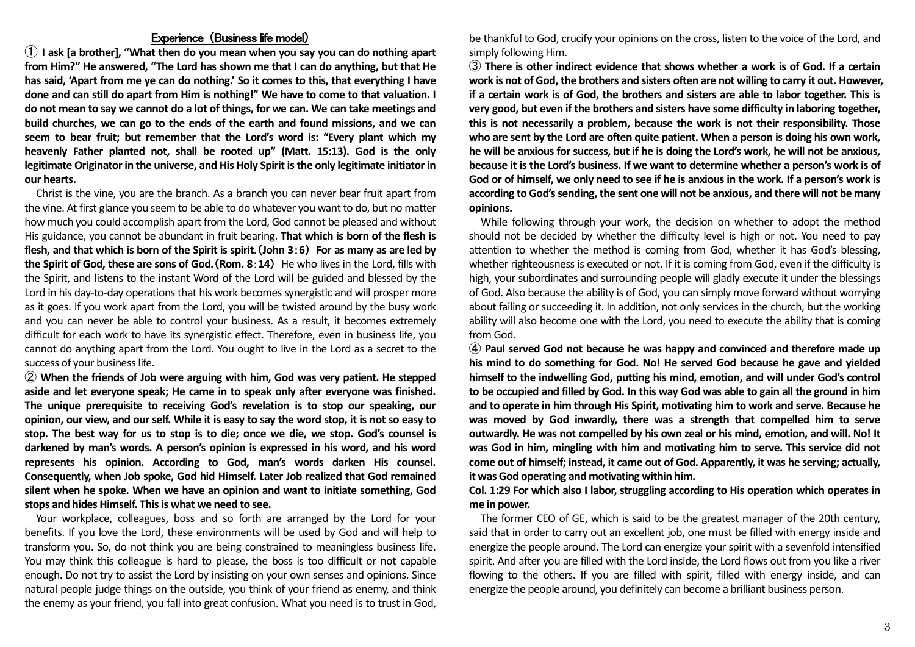## Experience（Business life model）

① **I ask [a brother], "What then do you mean when you say you can do nothing apart from Him?" He answered, "The Lord has shown me that I can do anything, but that He has said, 'Apart from me ye can do nothing.' So it comes to this, that everything I have done and can still do apart from Him is nothing!" We have to come to that valuation. I do not mean to say we cannot do a lot of things, for we can. We can take meetings and build churches, we can go to the ends of the earth and found missions, and we can seem to bear fruit; but remember that the Lord's word is: "Every plant which my heavenly Father planted not, shall be rooted up" (Matt. 15:13). God is the only legitimate Originator in the universe, and His Holy Spirit is the only legitimate initiator in our hearts.**

Christ is the vine, you are the branch. As a branch you can never bear fruit apart from the vine. At first glance you seem to be able to do whatever you want to do, but no matter how much you could accomplish apart from the Lord, God cannot be pleased and without His guidance, you cannot be abundant in fruit bearing. **That which is born of the flesh is flesh, and that which is born of the Spirit is spirit.（John 3：6） For as many as are led by the Spirit of God, these are sons of God.（Rom. 8：14）** He who lives in the Lord, fills with the Spirit, and listens to the instant Word of the Lord will be guided and blessed by the Lord in his day-to-day operations that his work becomes synergistic and will prosper more as it goes. If you work apart from the Lord, you will be twisted around by the busy work and you can never be able to control your business. As a result, it becomes extremely difficult for each work to have its synergistic effect. Therefore, even in business life, you cannot do anything apart from the Lord. You ought to live in the Lord as a secret to the success of your business life.

② **When the friends of Job were arguing with him, God was very patient. He stepped aside and let everyone speak; He came in to speak only after everyone was finished. The unique prerequisite to receiving God's revelation is to stop our speaking, our opinion, our view, and our self. While it is easy to say the word stop, it is not so easy to stop. The best way for us to stop is to die; once we die, we stop. God's counsel is darkened by man's words. A person's opinion is expressed in his word, and his word represents his opinion. According to God, man's words darken His counsel. Consequently, when Job spoke, God hid Himself. Later Job realized that God remained silent when he spoke. When we have an opinion and want to initiate something, God stops and hides Himself. This is what we need to see.**

Your workplace, colleagues, boss and so forth are arranged by the Lord for your benefits. If you love the Lord, these environments will be used by God and will help to transform you. So, do not think you are being constrained to meaningless business life. You may think this colleague is hard to please, the boss is too difficult or not capable enough. Do not try to assist the Lord by insisting on your own senses and opinions. Since natural people judge things on the outside, you think of your friend as enemy, and think the enemy as your friend, you fall into great confusion. What you need is to trust in God, be thankful to God, crucify your opinions on the cross, listen to the voice of the Lord, and simply following Him.

③ **There is other indirect evidence that shows whether a work is of God. If a certain work is not of God, the brothers and sisters often are not willing to carry it out. However, if a certain work is of God, the brothers and sisters are able to labor together. This is very good, but even if the brothers and sisters have some difficulty in laboring together, this is not necessarily a problem, because the work is not their responsibility. Those who are sent by the Lord are often quite patient. When a person is doing his own work, he will be anxious for success, but if he is doing the Lord's work, he will not be anxious, because it is the Lord's business. If we want to determine whether a person's work is of God or of himself, we only need to see if he is anxious in the work. If a person's work is according to God's sending, the sent one will not be anxious, and there will not be many opinions.**

While following through your work, the decision on whether to adopt the method should not be decided by whether the difficulty level is high or not. You need to pay attention to whether the method is coming from God, whether it has God's blessing, whether righteousness is executed or not. If it is coming from God, even if the difficulty is high, your subordinates and surrounding people will gladly execute it under the blessings of God. Also because the ability is of God, you can simply move forward without worrying about failing or succeeding it. In addition, not only services in the church, but the working ability will also become one with the Lord, you need to execute the ability that is coming from God.

④ **Paul served God not because he was happy and convinced and therefore made up his mind to do something for God. No! He served God because he gave and yielded himself to the indwelling God, putting his mind, emotion, and will under God's control to be occupied and filled by God. In this way God was able to gain all the ground in him and to operate in him through His Spirit, motivating him to work and serve. Because he was moved by God inwardly, there was a strength that compelled him to serve outwardly. He was not compelled by his own zeal or his mind, emotion, and will. No! It was God in him, mingling with him and motivating him to serve. This service did not come out of himself; instead, it came out of God. Apparently, it was he serving; actually, it was God operating and motivating within him.**

**Col. 1:29 For which also I labor, struggling according to His operation which operates in me in power.**

The former CEO of GE, which is said to be the greatest manager of the 20th century, said that in order to carry out an excellent job, one must be filled with energy inside and energize the people around. The Lord can energize your spirit with a sevenfold intensified spirit. And after you are filled with the Lord inside, the Lord flows out from you like a river flowing to the others. If you are filled with spirit, filled with energy inside, and can energize the people around, you definitely can become a brilliant business person.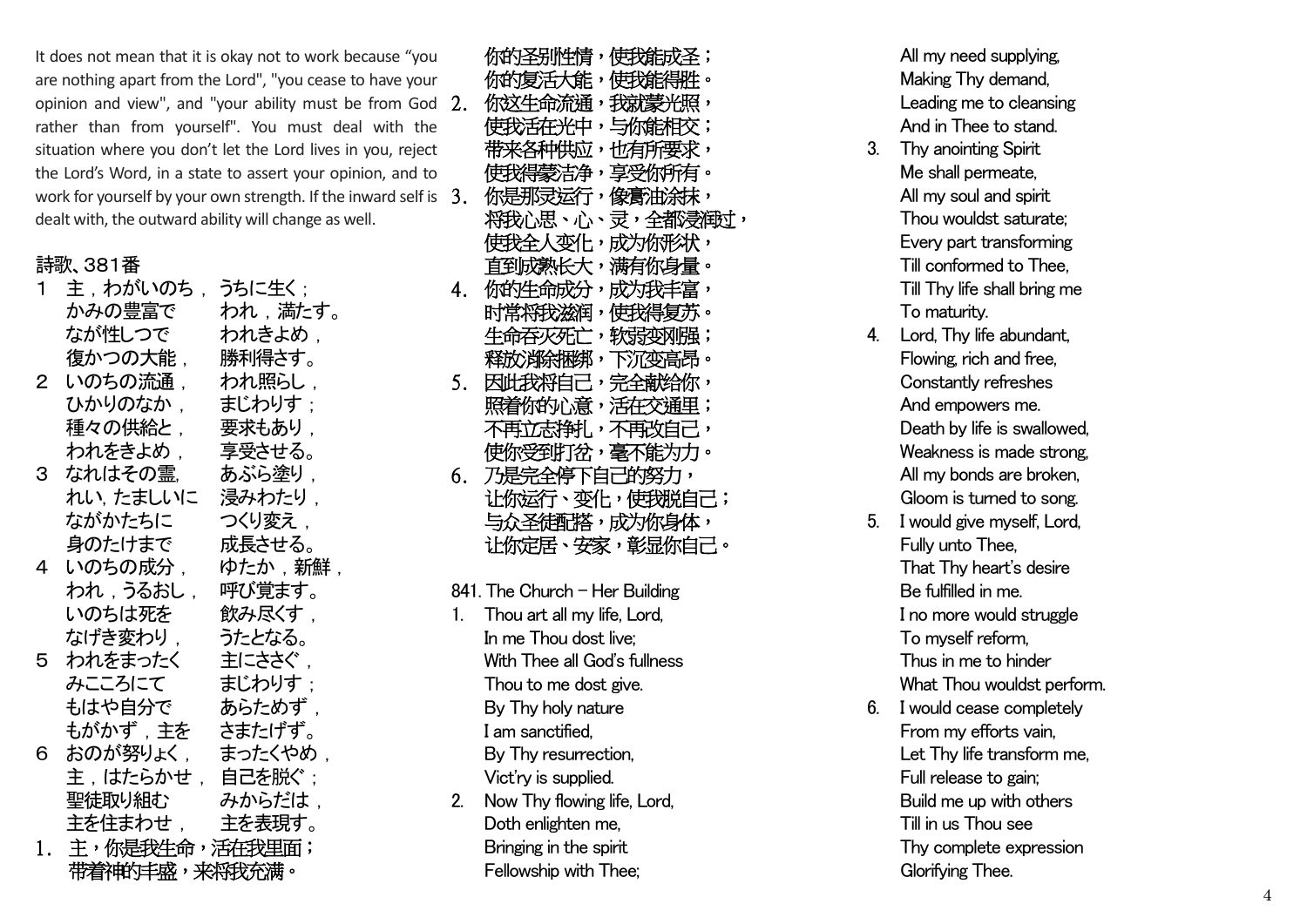It does not mean that it is okay not to work because "you are nothing apart from the Lord", "you cease to have your opinion and view", and "your ability must be from God rather than from yourself". You must deal with the situation where you don't let the Lord lives in you, reject the Lord's Word, in a state to assert your opinion, and to work for yourself by your own strength. If the inward self is dealt with, the outward ability will change as well.

詩歌、381番

1　主，わがいのち，　うちに生く；
　かみの豊富で　　われ，満たす。
　なが性しつで　　われきよめ，
　復かつの大能，　勝利得さす。
2　いのちの流通，　われ照らし，
　ひかりのなか，　まじわりす；
　種々の供給と，　要求もあり，
　われをきよめ，　享受させる。
3　なれはその霊，　あぶら塗り，
　れい，たましいに　浸みわたり，
　ながかたちに　　つくり変え，
　身のたけまで　　成長させる。
4　いのちの成分，　ゆたか，新鮮，
　われ，うるおし，　呼び覚ます。
　いのちは死を　　飲み尽くす，
　なげき変わり，　うたとなる。
5　われをまったく　主にささぐ，
　みこころにて　　まじわりす；
　もはや自分で　　あらためず，
　もがかず，主を　さまたげず。
6　おのが努りょく，　まったくやめ，
　主，はたらかせ，　自己を脱ぐ；
　聖徒取り組む　　みからだは，
　主を住まわせ，　主を表現す。

1．主，你是我生命，活在我里面；
　带着神的丰盛，来将我充满。
　你的圣别性情，使我能成圣；
　你的复活大能，使我能得胜。
2．你这生命流通，我就蒙光照，
　使我活在光中，与你能相交；
　带来各种供应，也有所要求，
　使我得蒙洁净，享受你所有。
3．你是那灵运行，像膏油涂抹，
　将我心思、心、灵，全都浸润过，
　使我全人变化，成为你形状，
　直到成熟长大，满有你身量。
4．你的生命成分，成为我丰富，
　时常将我滋润，使我得复苏。
　生命吞灭死亡，软弱变刚强；
　释放消除捆绑，下沉变高昂。
5．因此我将自己，完全献给你，
　照着你的心意，活在交通里；
　不再立志挣扎，不再改自己，
　使你受到打岔，毫不能为力。
6．乃是完全停下自己的努力，
　让你运行、变化，使我脱自己；
　与众圣徒配搭，成为你身体，
　让你定居、安家，彰显你自己。

841. The Church – Her Building

1. Thou art all my life, Lord,
   In me Thou dost live;
   With Thee all God's fullness
   Thou to me dost give.
   By Thy holy nature
   I am sanctified,
   By Thy resurrection,
   Vict'ry is supplied.
2. Now Thy flowing life, Lord,
   Doth enlighten me,
   Bringing in the spirit
   Fellowship with Thee;
   All my need supplying,
   Making Thy demand,
   Leading me to cleansing
   And in Thee to stand.
3. Thy anointing Spirit
   Me shall permeate,
   All my soul and spirit
   Thou wouldst saturate;
   Every part transforming
   Till conformed to Thee,
   Till Thy life shall bring me
   To maturity.
4. Lord, Thy life abundant,
   Flowing, rich and free,
   Constantly refreshes
   And empowers me.
   Death by life is swallowed,
   Weakness is made strong,
   All my bonds are broken,
   Gloom is turned to song.
5. I would give myself, Lord,
   Fully unto Thee,
   That Thy heart's desire
   Be fulfilled in me.
   I no more would struggle
   To myself reform,
   Thus in me to hinder
   What Thou wouldst perform.
6. I would cease completely
   From my efforts vain,
   Let Thy life transform me,
   Full release to gain;
   Build me up with others
   Till in us Thou see
   Thy complete expression
   Glorifying Thee.